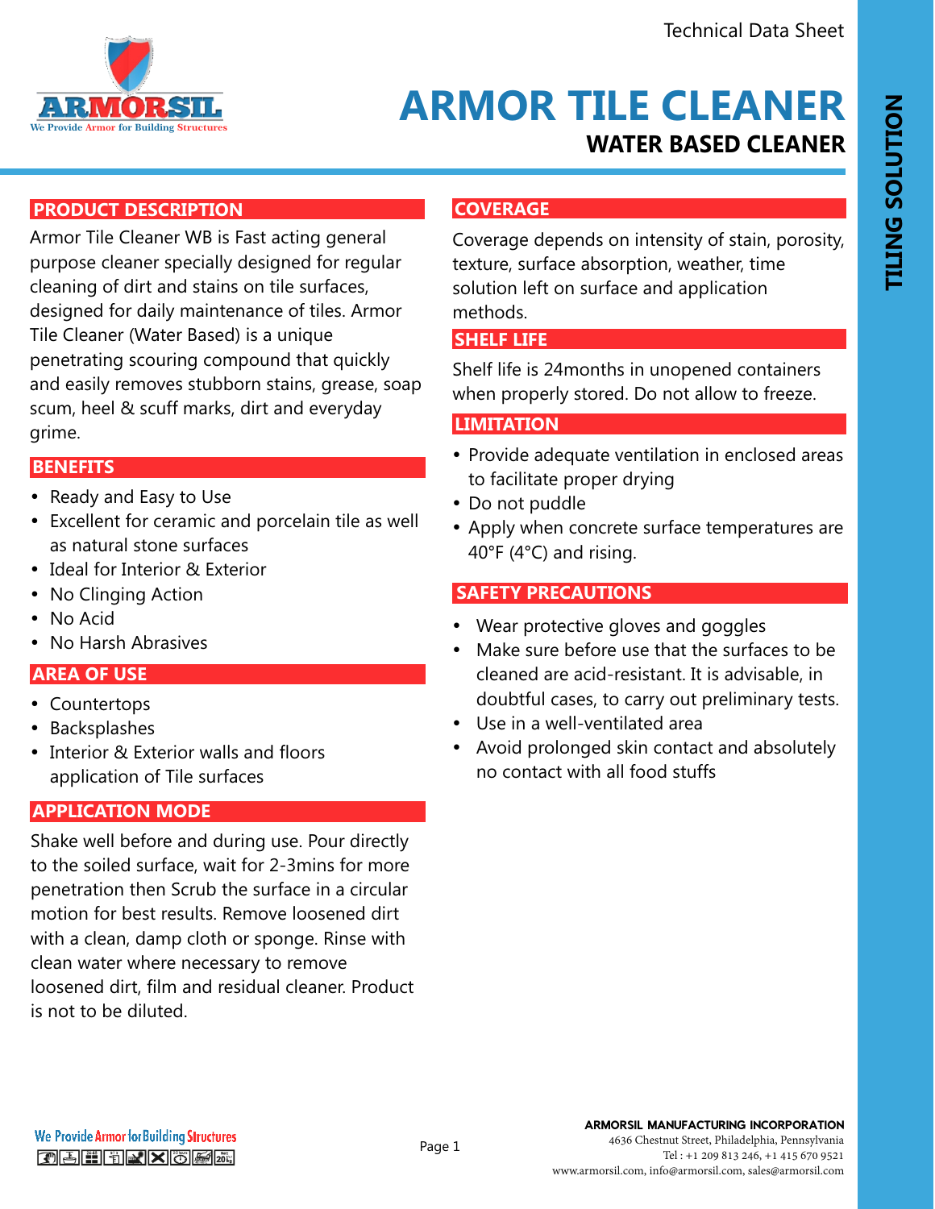Technical Data Sheet

# ARMOR TILE CLEANER

## WATER BASED CLEANER

TILING SOLUTION

## PRODUCT DESCRIPTION

Armor Tile Cleaner WB is Fast acting general purpose cleaner specially designed for regular cleaning of dirt and stains on tile surfaces, designed for daily maintenance of tiles. Armor Tile Cleaner (Water Based) is a unique penetrating scouring compound that quickly and easily removes stubborn stains, grease, soap scum, heel & scuff marks, dirt and everyday grime.

## BENEFITS

- Ready and Easy to Use
- Excellent for ceramic and porcelain tile as well as natural stone surfaces
- Ideal for Interior & Exterior
- No Clinging Action
- No Acid
- No Harsh Abrasives

## AREA OF USE

- Countertops
- Backsplashes
- Interior & Exterior walls and floors application of Tile surfaces

## APPLICATION MODE

Shake well before and during use. Pour directly to the soiled surface, wait for 2-3mins for more penetration then Scrub the surface in a circular motion for best results. Remove loosened dirt with a clean, damp cloth or sponge. Rinse with clean water where necessary to remove loosened dirt, film and residual cleaner. Product is not to be diluted.

## COVERAGE

Coverage depends on intensity of stain, porosity, texture, surface absorption, weather, time solution left on surface and application methods.

## SHELF LIFE

Shelf life is 24months in unopened containers when properly stored. Do not allow to freeze.

## LIMITATION

- Provide adequate ventilation in enclosed areas to facilitate proper drying
- Do not puddle
- Apply when concrete surface temperatures are 40°F (4°C) and rising.

## SAFETY PRECAUTIONS

- Wear protective gloves and goggles
- Make sure before use that the surfaces to be cleaned are acid-resistant. It is advisable, in doubtful cases, to carry out preliminary tests.
- Use in a well-ventilated area
- Avoid prolonged skin contact and absolutely no contact with all food stuffs

We Provide Armor for Building Structures

**ARMORSIL MANUFACTURING INCORPORATION**
4636 Chestnut Street, Philadelphia, Pennsylvania
Tel : +1 209 813 246, +1 415 670 9521
www.armorsil.com, info@armorsil.com, sales@armorsil.com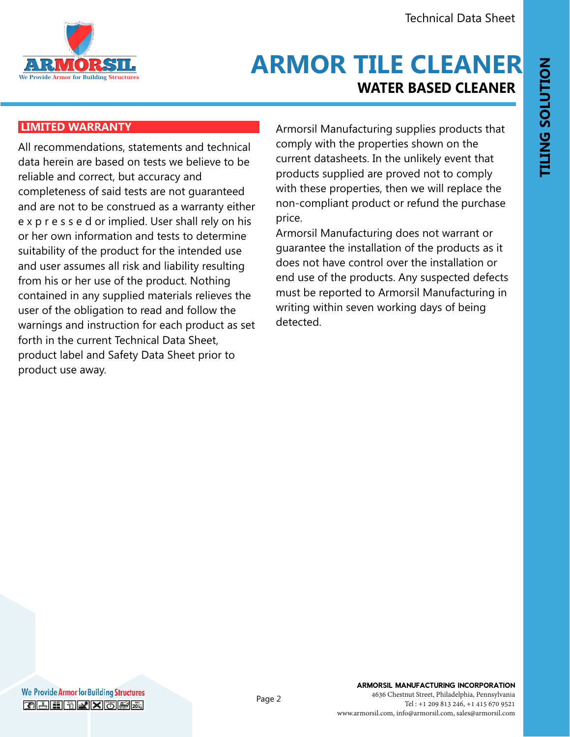## LIMITED WARRANTY

All recommendations, statements and technical data herein are based on tests we believe to be reliable and correct, but accuracy and completeness of said tests are not guaranteed and are not to be construed as a warranty either e x p r e s s e d or implied. User shall rely on his or her own information and tests to determine suitability of the product for the intended use and user assumes all risk and liability resulting from his or her use of the product. Nothing contained in any supplied materials relieves the user of the obligation to read and follow the warnings and instruction for each product as set forth in the current Technical Data Sheet, product label and Safety Data Sheet prior to product use away.

Armorsil Manufacturing supplies products that comply with the properties shown on the current datasheets. In the unlikely event that products supplied are proved not to comply with these properties, then we will replace the non-compliant product or refund the purchase price.

Armorsil Manufacturing does not warrant or guarantee the installation of the products as it does not have control over the installation or end use of the products. Any suspected defects must be reported to Armorsil Manufacturing in writing within seven working days of being detected.